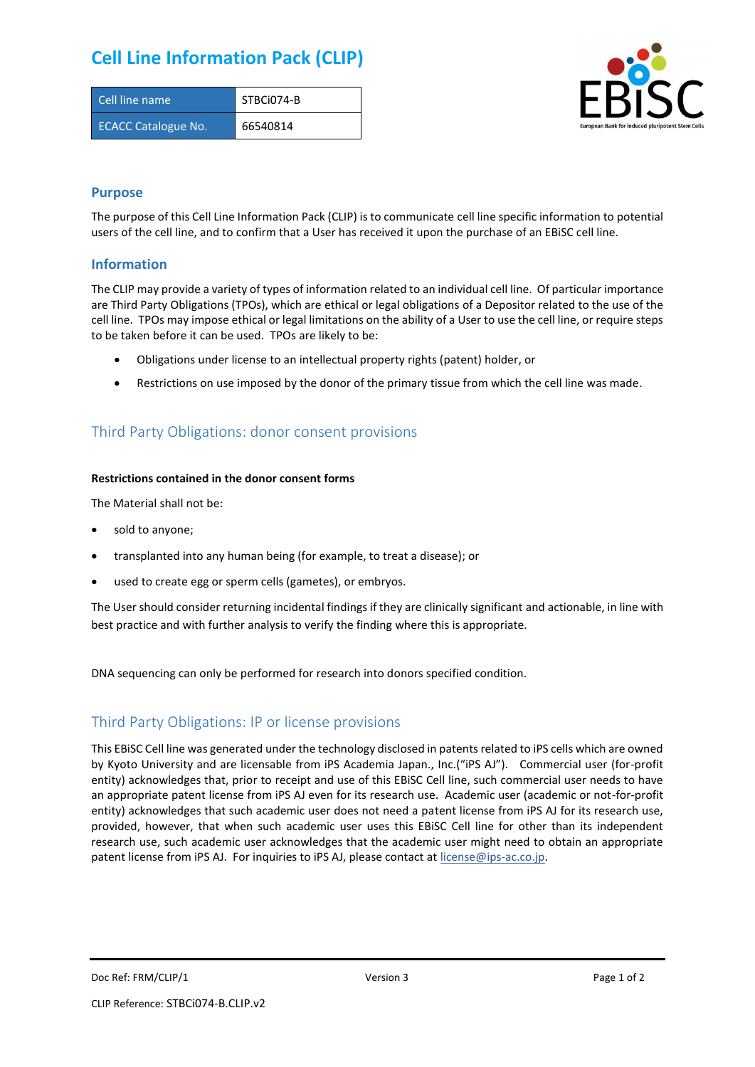# Cell Line Information Pack (CLIP)

| Cell line name | STBCi074-B |
| --- | --- |
| ECACC Catalogue No. | 66540814 |

## Purpose

The purpose of this Cell Line Information Pack (CLIP) is to communicate cell line specific information to potential users of the cell line, and to confirm that a User has received it upon the purchase of an EBiSC cell line.

## Information

The CLIP may provide a variety of types of information related to an individual cell line. Of particular importance are Third Party Obligations (TPOs), which are ethical or legal obligations of a Depositor related to the use of the cell line. TPOs may impose ethical or legal limitations on the ability of a User to use the cell line, or require steps to be taken before it can be used. TPOs are likely to be:

- Obligations under license to an intellectual property rights (patent) holder, or
- Restrictions on use imposed by the donor of the primary tissue from which the cell line was made.

## Third Party Obligations: donor consent provisions

**Restrictions contained in the donor consent forms**

The Material shall not be:

- sold to anyone;
- transplanted into any human being (for example, to treat a disease); or
- used to create egg or sperm cells (gametes), or embryos.

The User should consider returning incidental findings if they are clinically significant and actionable, in line with best practice and with further analysis to verify the finding where this is appropriate.

DNA sequencing can only be performed for research into donors specified condition.

## Third Party Obligations: IP or license provisions

This EBiSC Cell line was generated under the technology disclosed in patents related to iPS cells which are owned by Kyoto University and are licensable from iPS Academia Japan., Inc.("iPS AJ"). Commercial user (for-profit entity) acknowledges that, prior to receipt and use of this EBiSC Cell line, such commercial user needs to have an appropriate patent license from iPS AJ even for its research use. Academic user (academic or not-for-profit entity) acknowledges that such academic user does not need a patent license from iPS AJ for its research use, provided, however, that when such academic user uses this EBiSC Cell line for other than its independent research use, such academic user acknowledges that the academic user might need to obtain an appropriate patent license from iPS AJ. For inquiries to iPS AJ, please contact at license@ips-ac.co.jp.

Doc Ref: FRM/CLIP/1 Version 3

CLIP Reference: STBCi074-B.CLIP.v2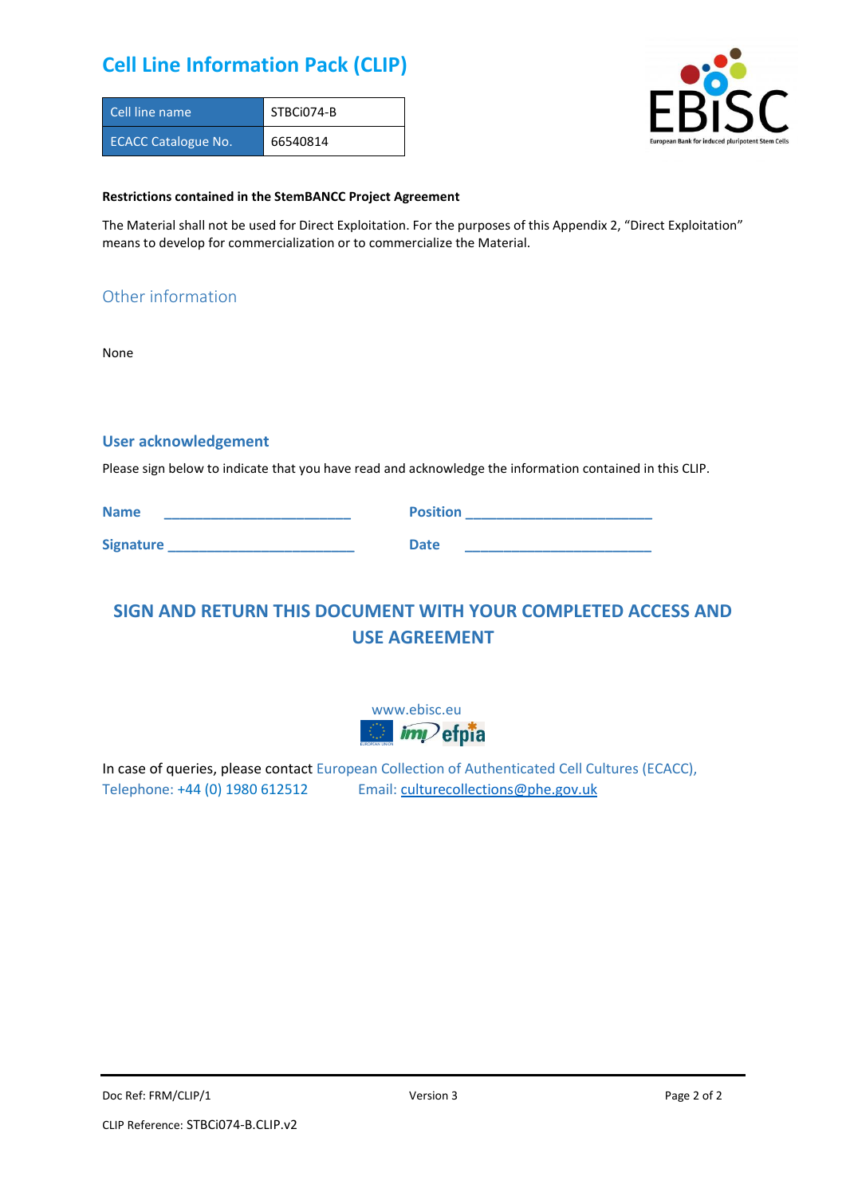# Cell Line Information Pack (CLIP)

| | |
|---|---|
| Cell line name | STBCi074-B |
| ECACC Catalogue No. | 66540814 |

**Restrictions contained in the StemBANCC Project Agreement**

The Material shall not be used for Direct Exploitation. For the purposes of this Appendix 2, “Direct Exploitation” means to develop for commercialization or to commercialize the Material.

## Other information

None

## User acknowledgement

Please sign below to indicate that you have read and acknowledge the information contained in this CLIP.

**Name** ________________________ **Position** ________________________

**Signature** ________________________ **Date** ________________________

## SIGN AND RETURN THIS DOCUMENT WITH YOUR COMPLETED ACCESS AND USE AGREEMENT

www.ebisc.eu

In case of queries, please contact European Collection of Authenticated Cell Cultures (ECACC), Telephone: +44 (0) 1980 612512 Email: culturecollections@phe.gov.uk

Doc Ref: FRM/CLIP/1 Version 3

CLIP Reference: STBCi074-B.CLIP.v2